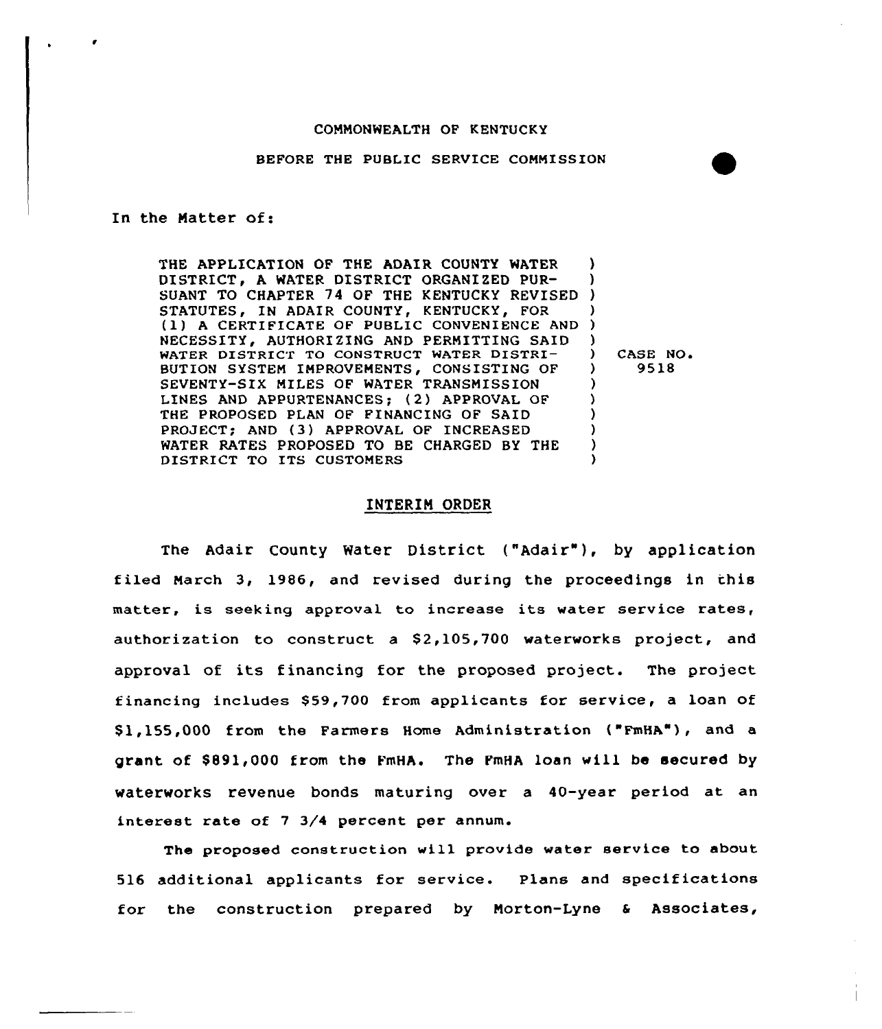COMMONWEALTH OF KENTUCKY

BEFORE THE PUBLIC SERVICE COMMISSION

In the Matter of:

| | | |
|---|---|---|
| THE APPLICATION OF THE ADAIR COUNTY WATER DISTRICT, A WATER DISTRICT ORGANIZED PURSUANT TO CHAPTER 74 OF THE KENTUCKY REVISED STATUTES, IN ADAIR COUNTY, KENTUCKY, FOR (1) A CERTIFICATE OF PUBLIC CONVENIENCE AND NECESSITY, AUTHORIZING AND PERMITTING SAID WATER DISTRICT TO CONSTRUCT WATER DISTRIBUTION SYSTEM IMPROVEMENTS, CONSISTING OF SEVENTY-SIX MILES OF WATER TRANSMISSION LINES AND APPURTENANCES; (2) APPROVAL OF THE PROPOSED PLAN OF FINANCING OF SAID PROJECT; AND (3) APPROVAL OF INCREASED WATER RATES PROPOSED TO BE CHARGED BY THE DISTRICT TO ITS CUSTOMERS | ) | CASE NO. 9518 |

## INTERIM ORDER

The Adair County Water District ("Adair"), by application filed March 3, 1986, and revised during the proceedings in this matter, is seeking approval to increase its water service rates, authorization to construct a $2,105,700 waterworks project, and approval of its financing for the proposed project. The project financing includes $59,700 from applicants for service, a loan of $1,155,000 from the Farmers Home Administration ("FmHA"), and a grant of $891,000 from the FmHA. The FmHA loan will be secured by waterworks revenue bonds maturing over a 40-year period at an interest rate of 7 3/4 percent per annum.

The proposed construction will provide water service to about 516 additional applicants for service. Plans and specifications for the construction prepared by Morton-Lyne & Associates,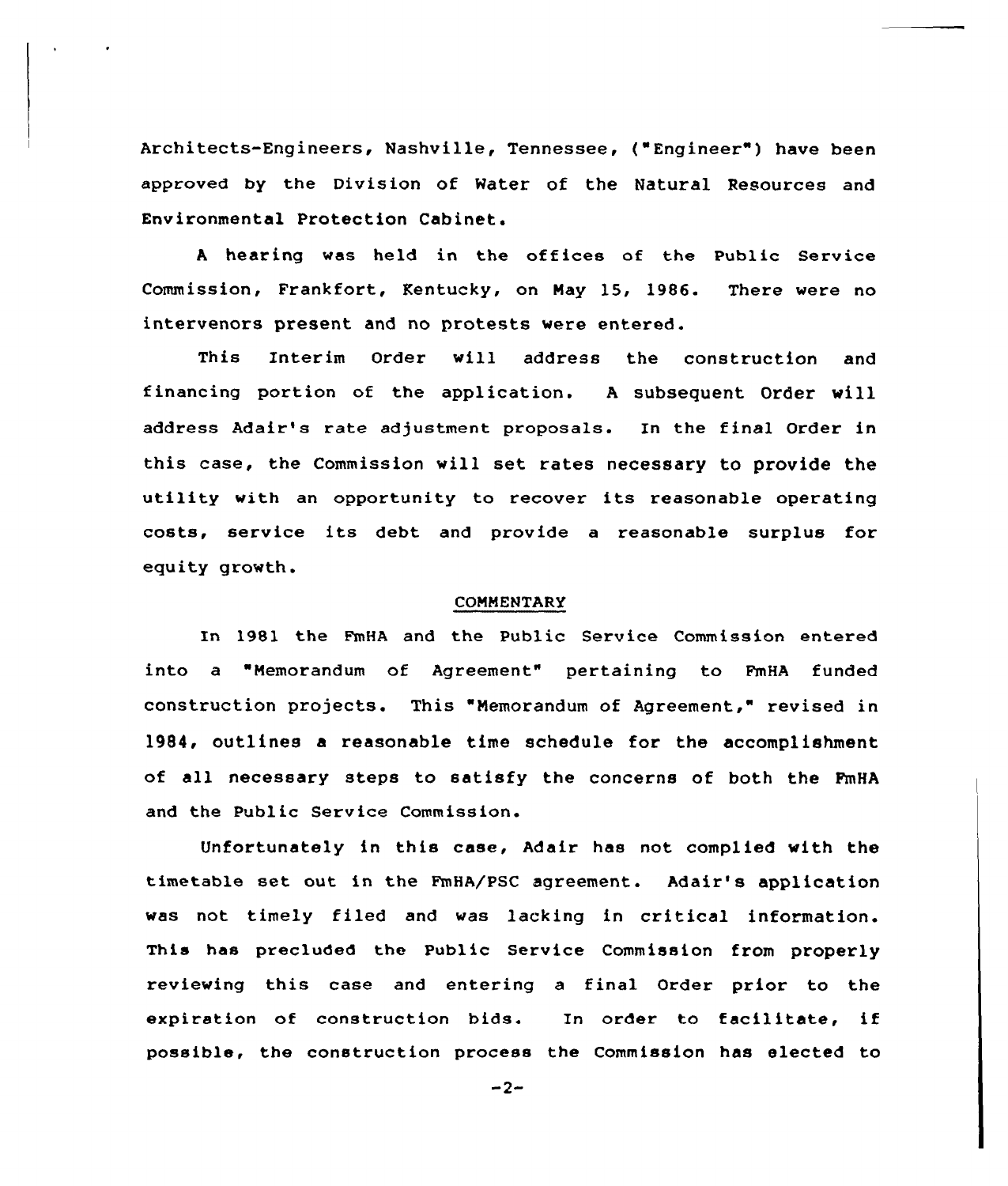Architects-Engineers, Nashville, Tennessee, ("Engineer") have been approved by the Division of Water of the Natural Resources and Environmental Protection Cabinet.

A hearing was held in the offices of the Public Service Commission, Frankfort, Kentucky, on May 15, 1986. There were no intervenors present and no protests were entered.

This Interim Order will address the construction and financing portion of the application. A subsequent Order will address Adair's rate adjustment proposals. In the final Order in this case, the Commission will set rates necessary to provide the utility with an opportunity to recover its reasonable operating costs, service its debt and provide a reasonable surplus for equity growth.

## COMMENTARY

In 1981 the FmHA and the Public Service Commission entered into a "Memorandum of Agreement" pertaining to FmHA funded construction projects. This "Memorandum of Agreement," revised in 1984, outlines a reasonable time schedule for the accomplishment of all necessary steps to satisfy the concerns of both the FmHA and the Public Service Commission.

Unfortunately in this case, Adair has not complied with the timetable set out in the FmHA/PSC agreement. Adair's application was not timely filed and was lacking in critical information. This has precluded the Public Service Commission from properly reviewing this case and entering a final Order prior to the expiration of construction bids. In order to facilitate, if possible, the construction process the Commission has elected to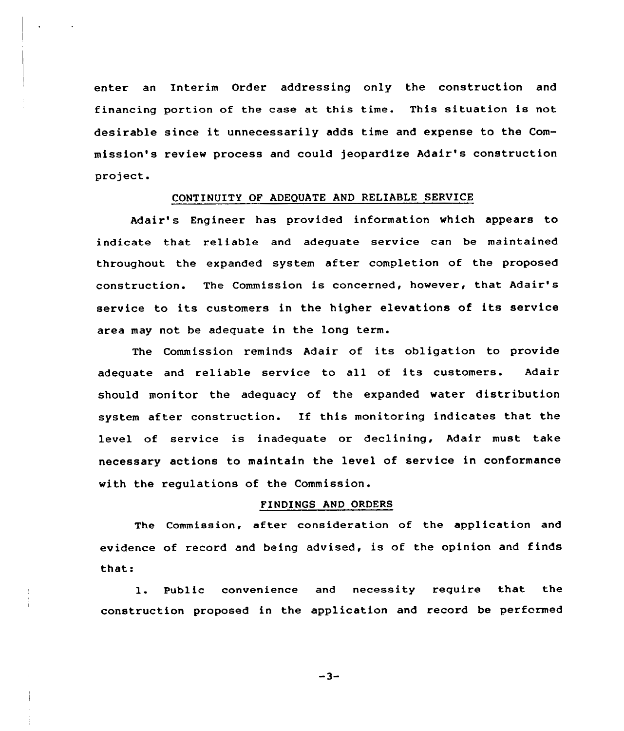enter an Interim Order addressing only the construction and financing portion of the case at this time. This situation is not desirable since it unnecessarily adds time and expense to the Commission's review process and could jeopardize Adair's construction project.

## CONTINUITY OF ADEQUATE AND RELIABLE SERVICE

Adair's Engineer has provided information which appears to indicate that reliable and adequate service can be maintained throughout the expanded system after completion of the proposed construction. The Commission is concerned, however, that Adair's service to its customers in the higher elevations of its service area may not be adequate in the long term.

The Commission reminds Adair of its obligation to provide adequate and reliable service to all of its customers. Adair should monitor the adequacy of the expanded water distribution system after construction. If this monitoring indicates that the level of service is inadequate or declining, Adair must take necessary actions to maintain the level of service in conformance with the regulations of the Commission.

## FINDINGS AND ORDERS

The Commission, after consideration of the application and evidence of record and being advised, is of the opinion and finds that:

1. Public convenience and necessity require that the construction proposed in the application and record be performed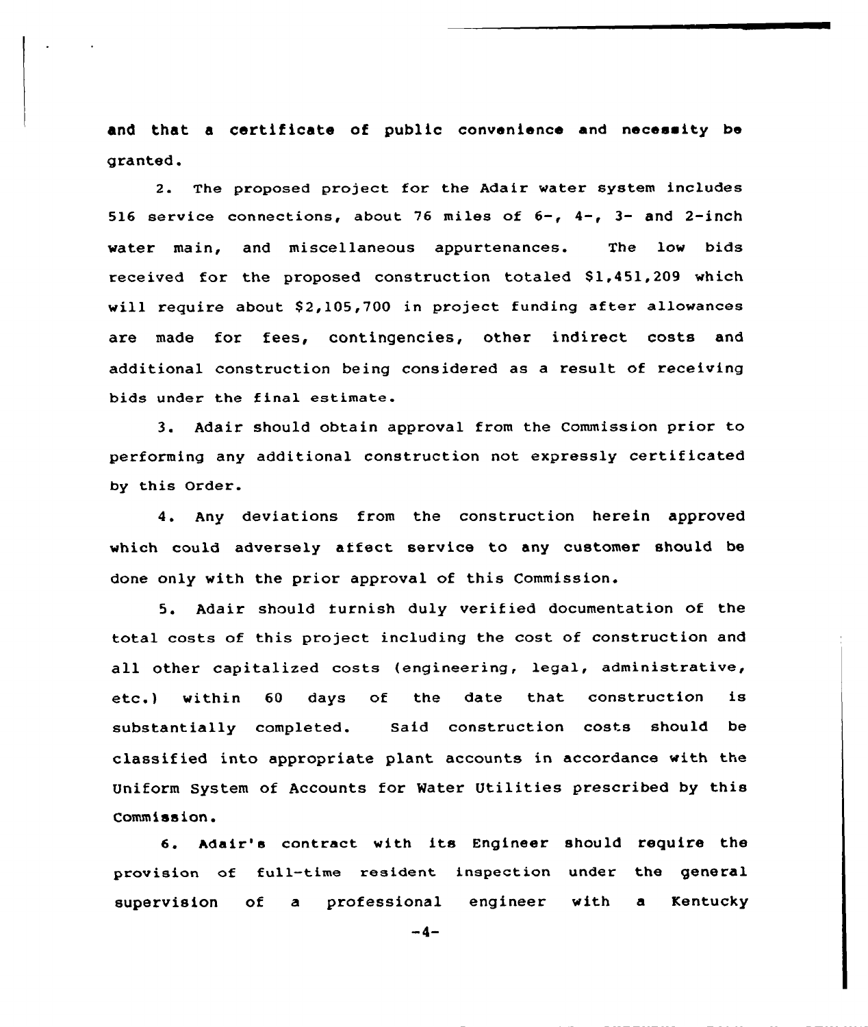and that a certificate of public convenience and necessity be granted.

2. The proposed project for the Adair water system includes 516 service connections, about 76 miles of 6-, 4-, 3- and 2-inch water main, and miscellaneous appurtenances. The low bids received for the proposed construction totaled $1,451,209 which will require about $2,105,700 in project funding after allowances are made for fees, contingencies, other indirect costs and additional construction being considered as a result of receiving bids under the final estimate.

3. Adair should obtain approval from the Commission prior to performing any additional construction not expressly certificated by this Order.

4. Any deviations from the construction herein approved which could adversely affect service to any customer should be done only with the prior approval of this Commission.

5. Adair should furnish duly verified documentation of the total costs of this project including the cost of construction and all other capitalized costs (engineering, legal, administrative, etc.) within 60 days of the date that construction is substantially completed. Said construction costs should be classified into appropriate plant accounts in accordance with the Uniform System of Accounts for Water Utilities prescribed by this Commission.

6. Adair's contract with its Engineer should require the provision of full-time resident inspection under the general supervision of a professional engineer with a Kentucky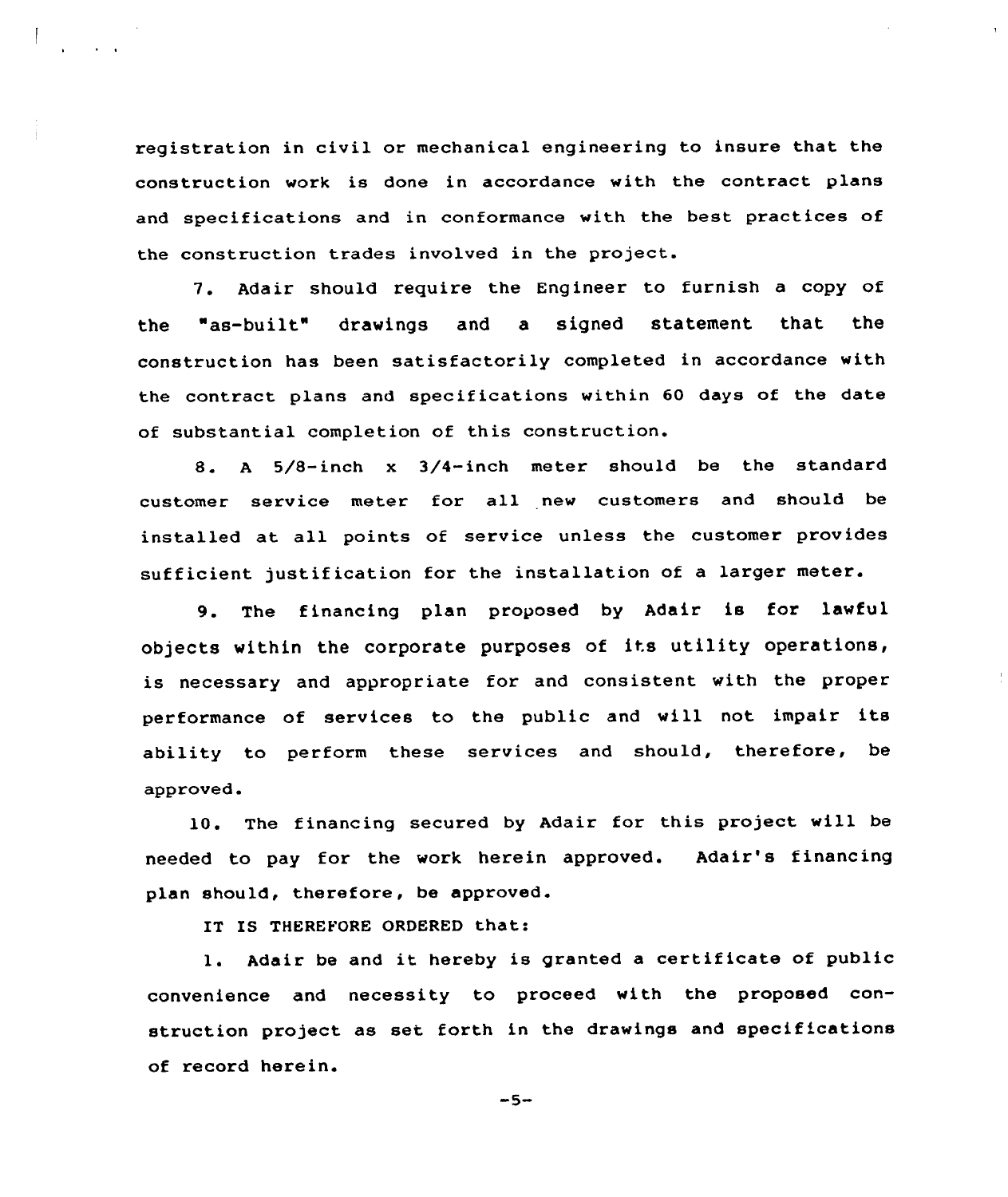registration in civil or mechanical engineering to insure that the construction work is done in accordance with the contract plans and specifications and in conformance with the best practices of the construction trades involved in the project.

7. Adair should require the Engineer to furnish a copy of the "as-built" drawings and a signed statement that the construction has been satisfactorily completed in accordance with the contract plans and specifications within 60 days of the date of substantial completion of this construction.

8. A 5/8-inch x 3/4-inch meter should be the standard customer service meter for all new customers and should be installed at all points of service unless the customer provides sufficient justification for the installation of a larger meter.

9. The financing plan proposed by Adair is for lawful objects within the corporate purposes of its utility operations, is necessary and appropriate for and consistent with the proper performance of services to the public and will not impair its ability to perform these services and should, therefore, be approved.

10. The financing secured by Adair for this project will be needed to pay for the work herein approved. Adair's financing plan should, therefore, be approved.

IT IS THEREFORE ORDERED that:

1. Adair be and it hereby is granted a certificate of public convenience and necessity to proceed with the proposed construction project as set forth in the drawings and specifications of record herein.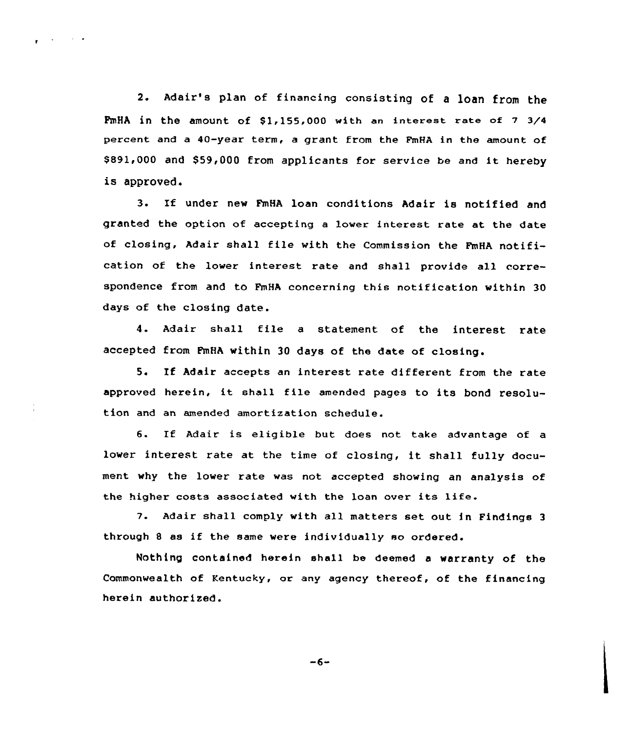2. Adair's plan of financing consisting of a loan from the FmHA in the amount of $1,155,000 with an interest rate of 7 3/4 percent and a 40-year term, a grant from the FmHA in the amount of $891,000 and $59,000 from applicants for service be and it hereby is approved.

3. If under new FmHA loan conditions Adair is notified and granted the option of accepting a lower interest rate at the date of closing, Adair shall file with the Commission the FmHA notification of the lower interest rate and shall provide all correspondence from and to FmHA concerning this notification within 30 days of the closing date.

4. Adair shall file a statement of the interest rate accepted from FmHA within 30 days of the date of closing.

5. If Adair accepts an interest rate different from the rate approved herein, it shall file amended pages to its bond resolution and an amended amortization schedule.

6. If Adair is eligible but does not take advantage of a lower interest rate at the time of closing, it shall fully document why the lower rate was not accepted showing an analysis of the higher costs associated with the loan over its life.

7. Adair shall comply with all matters set out in Findings 3 through 8 as if the same were individually so ordered.

Nothing contained herein shall be deemed a warranty of the Commonwealth of Kentucky, or any agency thereof, of the financing herein authorized.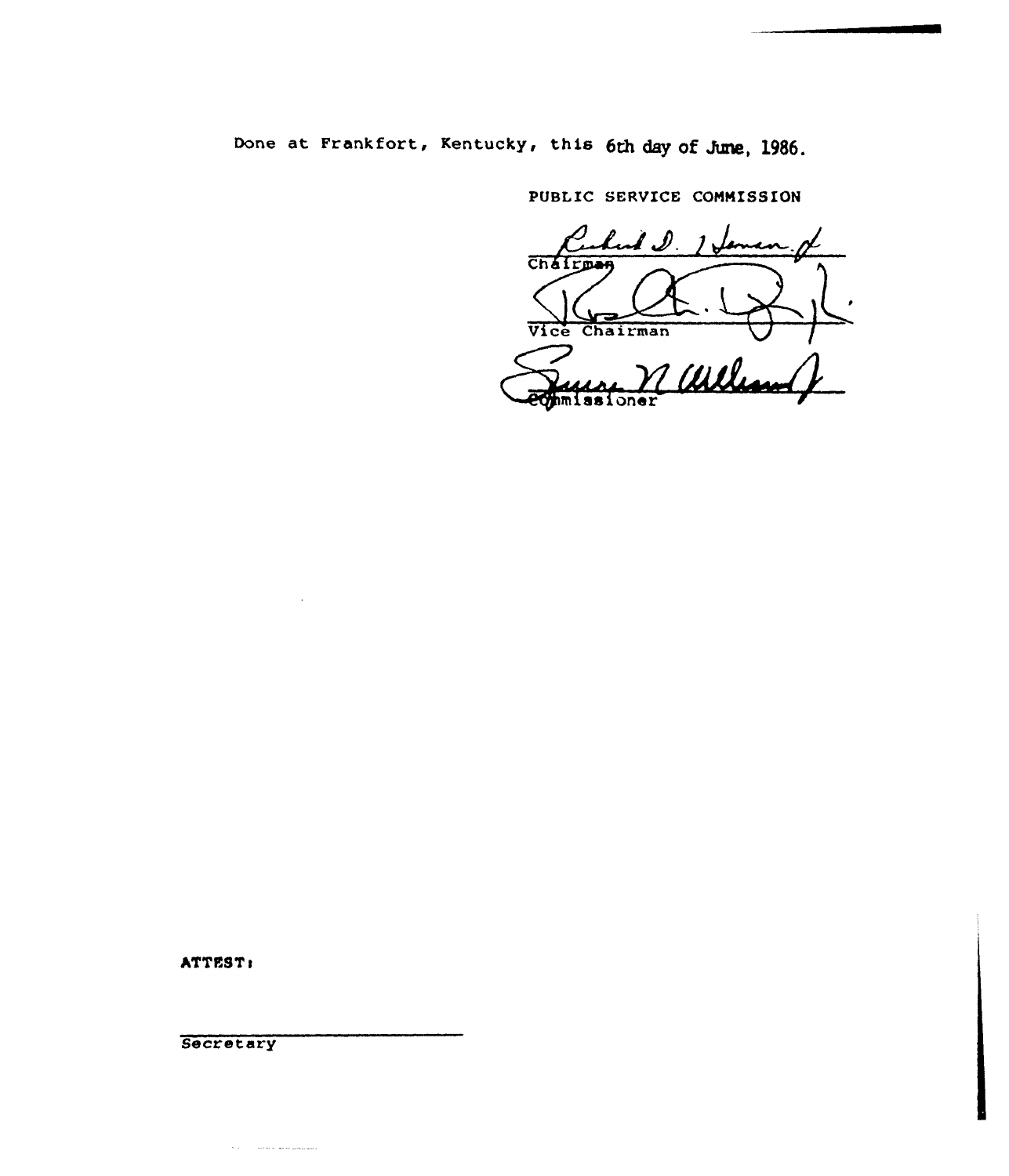Done at Frankfort, Kentucky, this 6th day of June, 1986.

PUBLIC SERVICE COMMISSION

Chairman

Vice Chairman

Commissioner

ATTEST:

Secretary